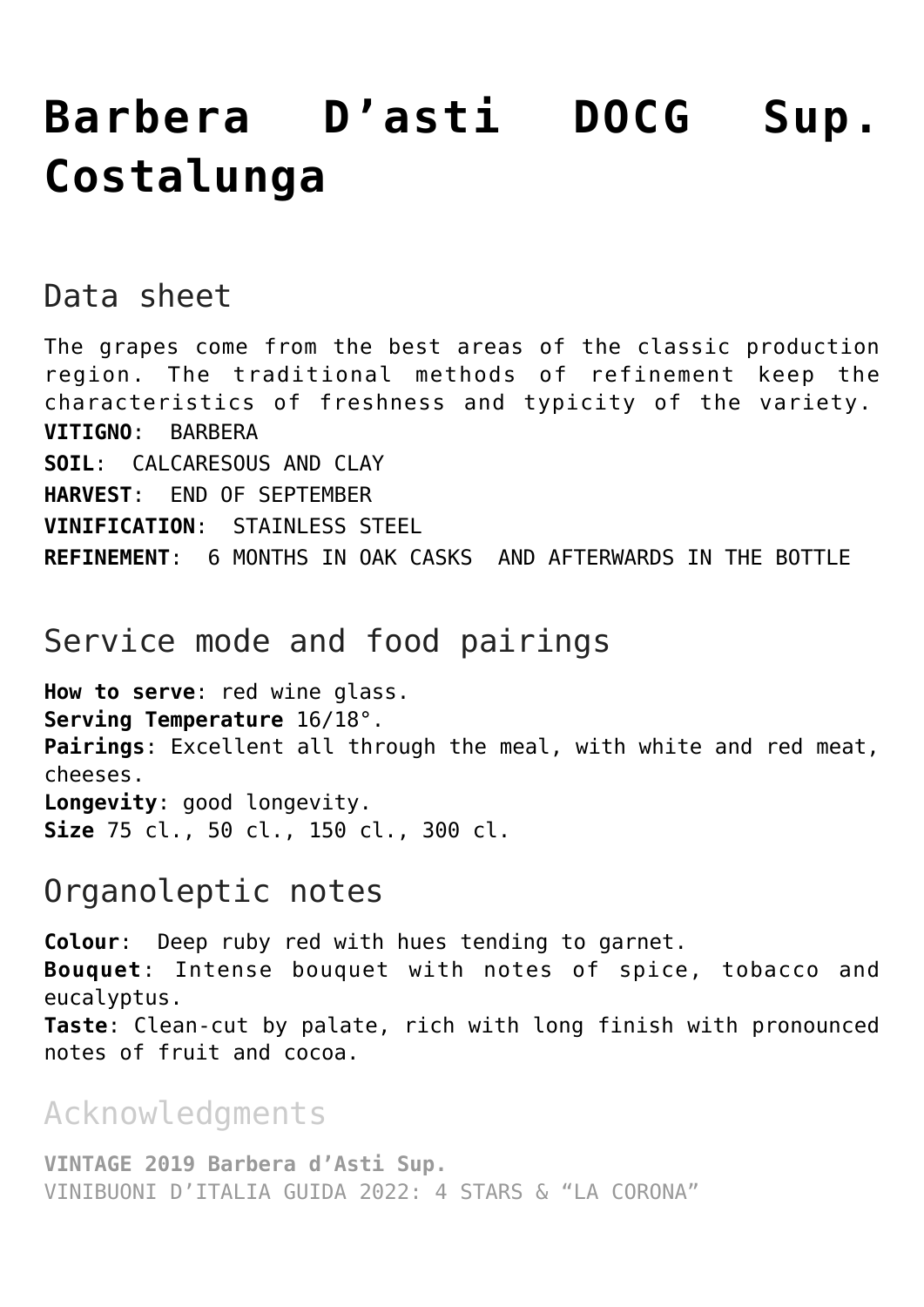# Barbera D'asti DOCG Sup. Costalunga

## Data sheet

The grapes come from the best areas of the classic production region. The traditional methods of refinement keep the characteristics of freshness and typicity of the variety.

**VITIGNO**: BARBERA

**SOIL**: CALCARESOUS AND CLAY

**HARVEST**: END OF SEPTEMBER

**VINIFICATION**: STAINLESS STEEL

**REFINEMENT**: 6 MONTHS IN OAK CASKS AND AFTERWARDS IN THE BOTTLE

## Service mode and food pairings

**How to serve**: red wine glass.
**Serving Temperature** 16/18°.
**Pairings**: Excellent all through the meal, with white and red meat, cheeses.
**Longevity**: good longevity.
**Size** 75 cl., 50 cl., 150 cl., 300 cl.

## Organoleptic notes

**Colour**: Deep ruby red with hues tending to garnet.
**Bouquet**: Intense bouquet with notes of spice, tobacco and eucalyptus.
**Taste**: Clean-cut by palate, rich with long finish with pronounced notes of fruit and cocoa.

## Acknowledgments

**VINTAGE 2019 Barbera d'Asti Sup.**
VINIBUONI D'ITALIA GUIDA 2022: 4 STARS & "LA CORONA"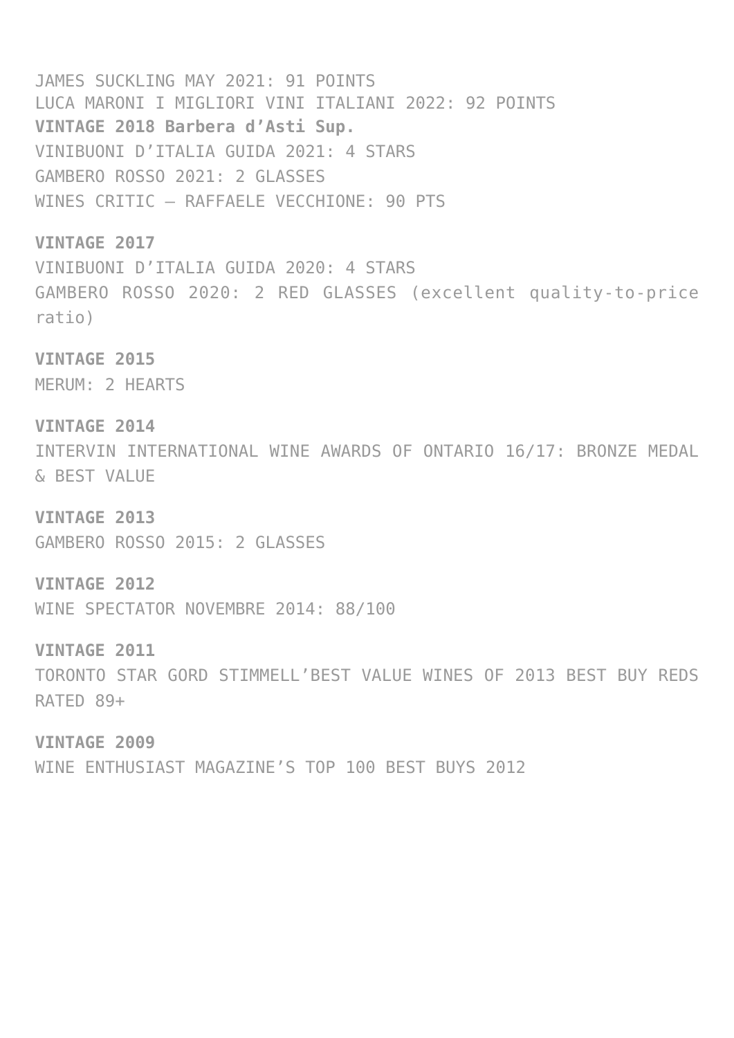JAMES SUCKLING MAY 2021: 91 POINTS
LUCA MARONI I MIGLIORI VINI ITALIANI 2022: 92 POINTS

**VINTAGE 2018 Barbera d'Asti Sup.**

VINIBUONI D'ITALIA GUIDA 2021: 4 STARS
GAMBERO ROSSO 2021: 2 GLASSES
WINES CRITIC – RAFFAELE VECCHIONE: 90 PTS

**VINTAGE 2017**

VINIBUONI D'ITALIA GUIDA 2020: 4 STARS
GAMBERO ROSSO 2020: 2 RED GLASSES (excellent quality-to-price ratio)

**VINTAGE 2015**

MERUM: 2 HEARTS

**VINTAGE 2014**

INTERVIN INTERNATIONAL WINE AWARDS OF ONTARIO 16/17: BRONZE MEDAL & BEST VALUE

**VINTAGE 2013**

GAMBERO ROSSO 2015: 2 GLASSES

**VINTAGE 2012**

WINE SPECTATOR NOVEMBRE 2014: 88/100

**VINTAGE 2011**

TORONTO STAR GORD STIMMELL'BEST VALUE WINES OF 2013 BEST BUY REDS RATED 89+

**VINTAGE 2009**

WINE ENTHUSIAST MAGAZINE'S TOP 100 BEST BUYS 2012